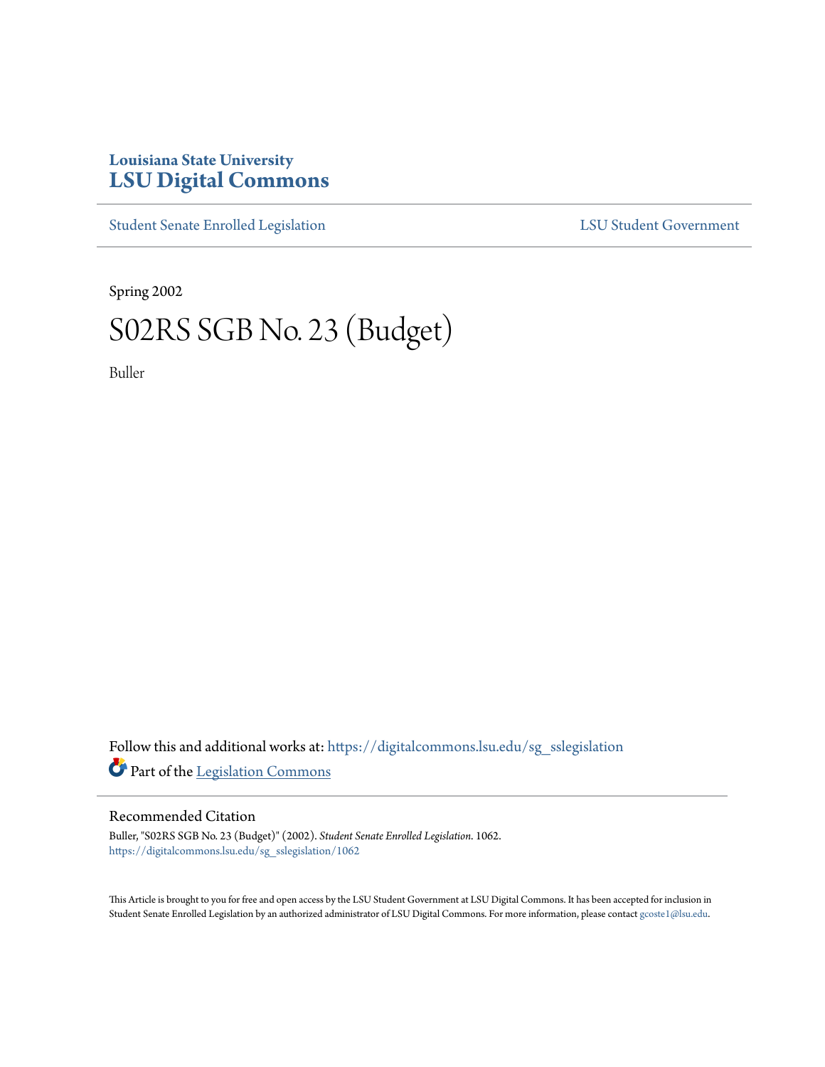Louisiana State University
# LSU Digital Commons

Student Senate Enrolled Legislation | LSU Student Government

Spring 2002

# S02RS SGB No. 23 (Budget)

Buller

Follow this and additional works at: https://digitalcommons.lsu.edu/sg_sslegislation

Part of the Legislation Commons

## Recommended Citation

Buller, "S02RS SGB No. 23 (Budget)" (2002). *Student Senate Enrolled Legislation*. 1062.
https://digitalcommons.lsu.edu/sg_sslegislation/1062

This Article is brought to you for free and open access by the LSU Student Government at LSU Digital Commons. It has been accepted for inclusion in Student Senate Enrolled Legislation by an authorized administrator of LSU Digital Commons. For more information, please contact gcoste1@lsu.edu.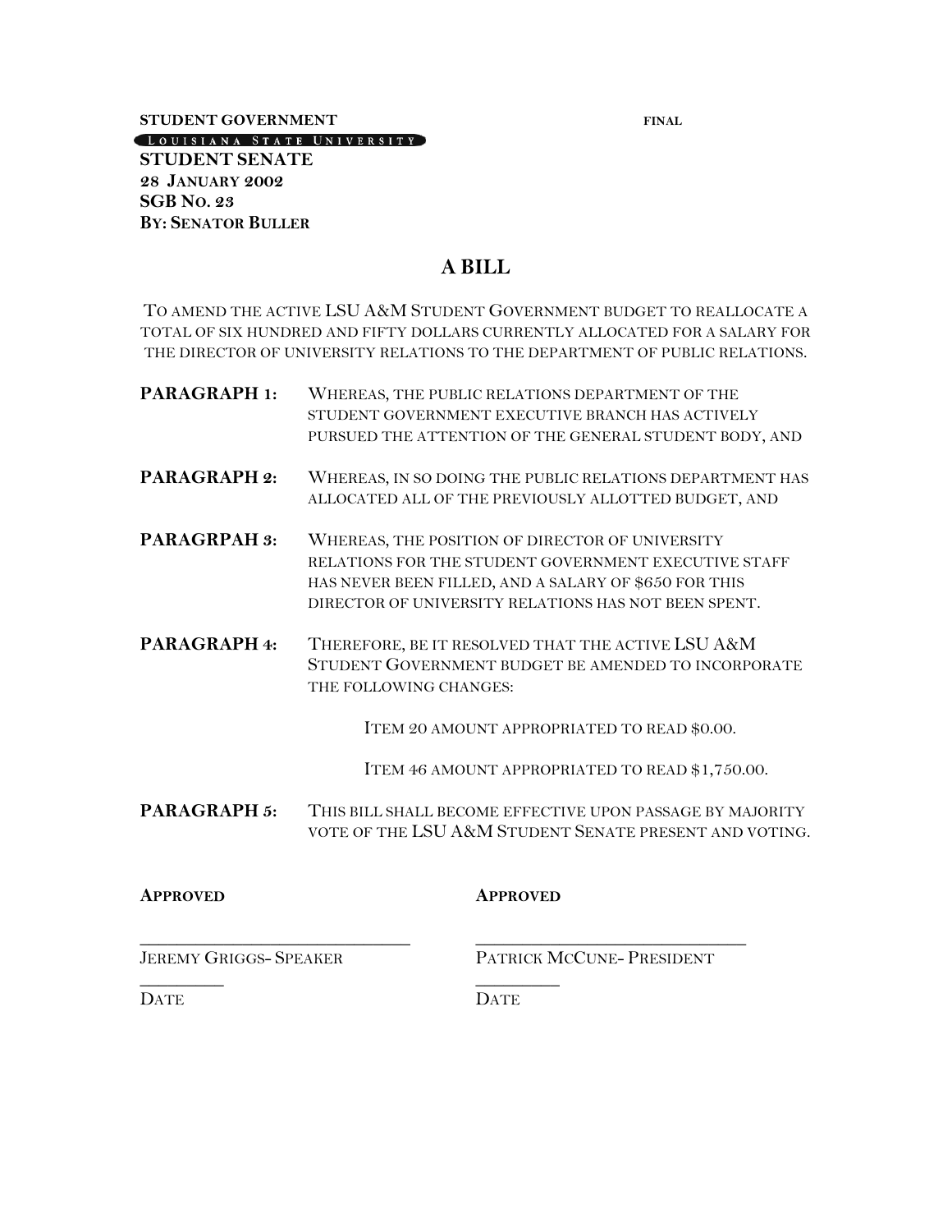**STUDENT GOVERNMENT** **FINAL**

LOUISIANA STATE UNIVERSITY

**STUDENT SENATE**
**28 JANUARY 2002**
**SGB NO. 23**
**BY: SENATOR BULLER**

# A BILL

TO AMEND THE ACTIVE LSU A&M STUDENT GOVERNMENT BUDGET TO REALLOCATE A TOTAL OF SIX HUNDRED AND FIFTY DOLLARS CURRENTLY ALLOCATED FOR A SALARY FOR THE DIRECTOR OF UNIVERSITY RELATIONS TO THE DEPARTMENT OF PUBLIC RELATIONS.

**PARAGRAPH 1:** WHEREAS, THE PUBLIC RELATIONS DEPARTMENT OF THE STUDENT GOVERNMENT EXECUTIVE BRANCH HAS ACTIVELY PURSUED THE ATTENTION OF THE GENERAL STUDENT BODY, AND

**PARAGRAPH 2:** WHEREAS, IN SO DOING THE PUBLIC RELATIONS DEPARTMENT HAS ALLOCATED ALL OF THE PREVIOUSLY ALLOTTED BUDGET, AND

**PARAGRPAH 3:** WHEREAS, THE POSITION OF DIRECTOR OF UNIVERSITY RELATIONS FOR THE STUDENT GOVERNMENT EXECUTIVE STAFF HAS NEVER BEEN FILLED, AND A SALARY OF $650 FOR THIS DIRECTOR OF UNIVERSITY RELATIONS HAS NOT BEEN SPENT.

**PARAGRAPH 4:** THEREFORE, BE IT RESOLVED THAT THE ACTIVE LSU A&M STUDENT GOVERNMENT BUDGET BE AMENDED TO INCORPORATE THE FOLLOWING CHANGES:

ITEM 20 AMOUNT APPROPRIATED TO READ $0.00.

ITEM 46 AMOUNT APPROPRIATED TO READ $1,750.00.

**PARAGRAPH 5:** THIS BILL SHALL BECOME EFFECTIVE UPON PASSAGE BY MAJORITY VOTE OF THE LSU A&M STUDENT SENATE PRESENT AND VOTING.

**APPROVED**

______________________________
JEREMY GRIGGS- SPEAKER

_________
DATE

**APPROVED**

______________________________
PATRICK MCCUNE- PRESIDENT

_________
DATE